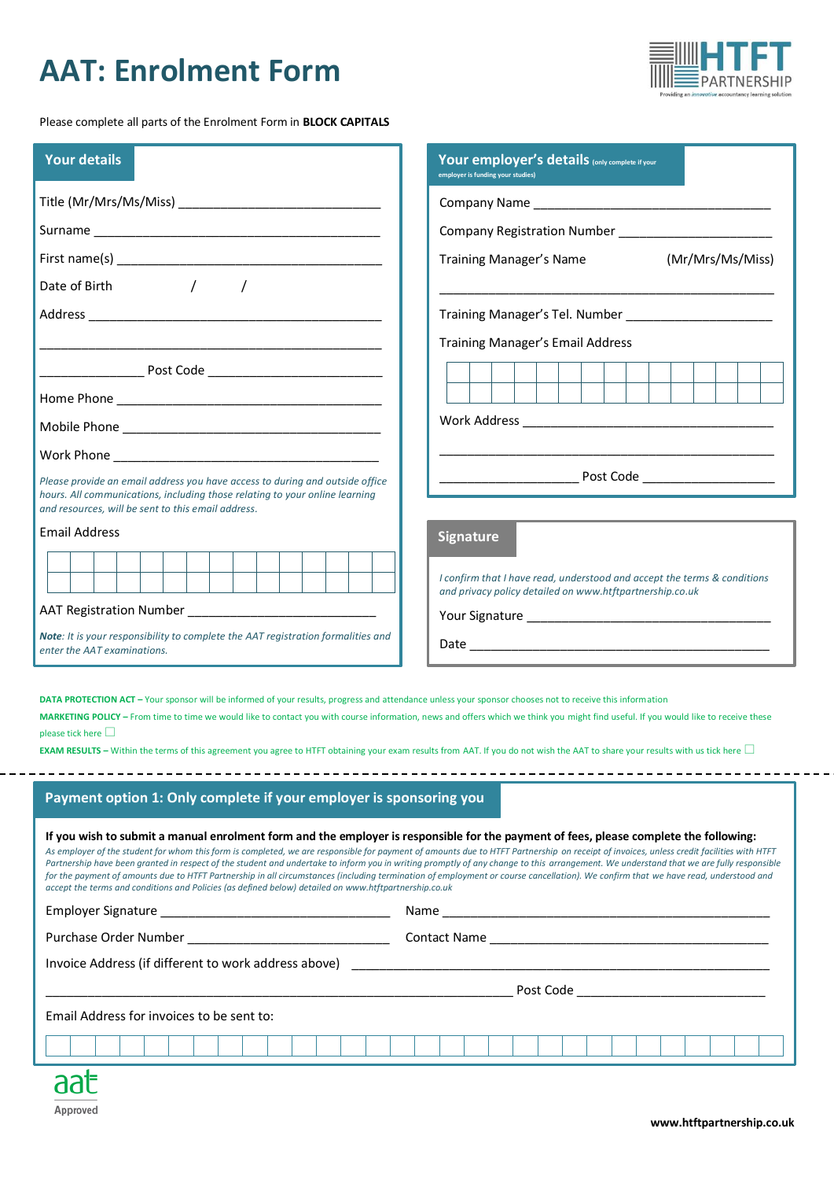# AAT: Enrolment Form

HTFT PARTNERSHIP
Providing an *innovative* accountancy learning solution

Please complete all parts of the Enrolment Form in **BLOCK CAPITALS**

## Your details

Title (Mr/Mrs/Ms/Miss) ______________________________

Surname ___________________________________________

First name(s) ________________________________________

Date of Birth       /       /

Address ____________________________________________

___________________________________________________

_______________ Post Code __________________________

Home Phone ________________________________________

Mobile Phone _______________________________________

Work Phone ________________________________________

*Please provide an email address you have access to during and outside office hours. All communications, including those relating to your online learning and resources, will be sent to this email address.*

Email Address

AAT Registration Number ____________________________

***Note**: It is your responsibility to complete the AAT registration formalities and enter the AAT examinations.*

## Your employer's details (only complete if your employer is funding your studies)

Company Name _____________________________________

Company Registration Number ______________________

Training Manager's Name (Mr/Mrs/Ms/Miss)

___________________________________________________

Training Manager's Tel. Number _____________________

Training Manager's Email Address

Work Address ______________________________________

___________________________________________________

____________________ Post Code ___________________

## Signature

*I confirm that I have read, understood and accept the terms & conditions and privacy policy detailed on www.htftpartnership.co.uk*

Your Signature ____________________________________

Date ______________________________________________

**DATA PROTECTION ACT** – Your sponsor will be informed of your results, progress and attendance unless your sponsor chooses not to receive this information

**MARKETING POLICY** – From time to time we would like to contact you with course information, news and offers which we think you might find useful. If you would like to receive these please tick here ☐

**EXAM RESULTS** – Within the terms of this agreement you agree to HTFT obtaining your exam results from AAT. If you do not wish the AAT to share your results with us tick here ☐

## Payment option 1: Only complete if your employer is sponsoring you

**If you wish to submit a manual enrolment form and the employer is responsible for the payment of fees, please complete the following:**

*As employer of the student for whom this form is completed, we are responsible for payment of amounts due to HTFT Partnership on receipt of invoices, unless credit facilities with HTFT Partnership have been granted in respect of the student and undertake to inform you in writing promptly of any change to this arrangement. We understand that we are fully responsible for the payment of amounts due to HTFT Partnership in all circumstances (including termination of employment or course cancellation). We confirm that we have read, understood and accept the terms and conditions and Policies (as defined below) detailed on www.htftpartnership.co.uk*

Employer Signature ______________________________ Name ______________________________________________

Purchase Order Number ___________________________ Contact Name ________________________________________

Invoice Address (if different to work address above) ________________________________________________

___________________________________________________________________ Post Code _________________________

Email Address for invoices to be sent to:

aat Approved

www.htftpartnership.co.uk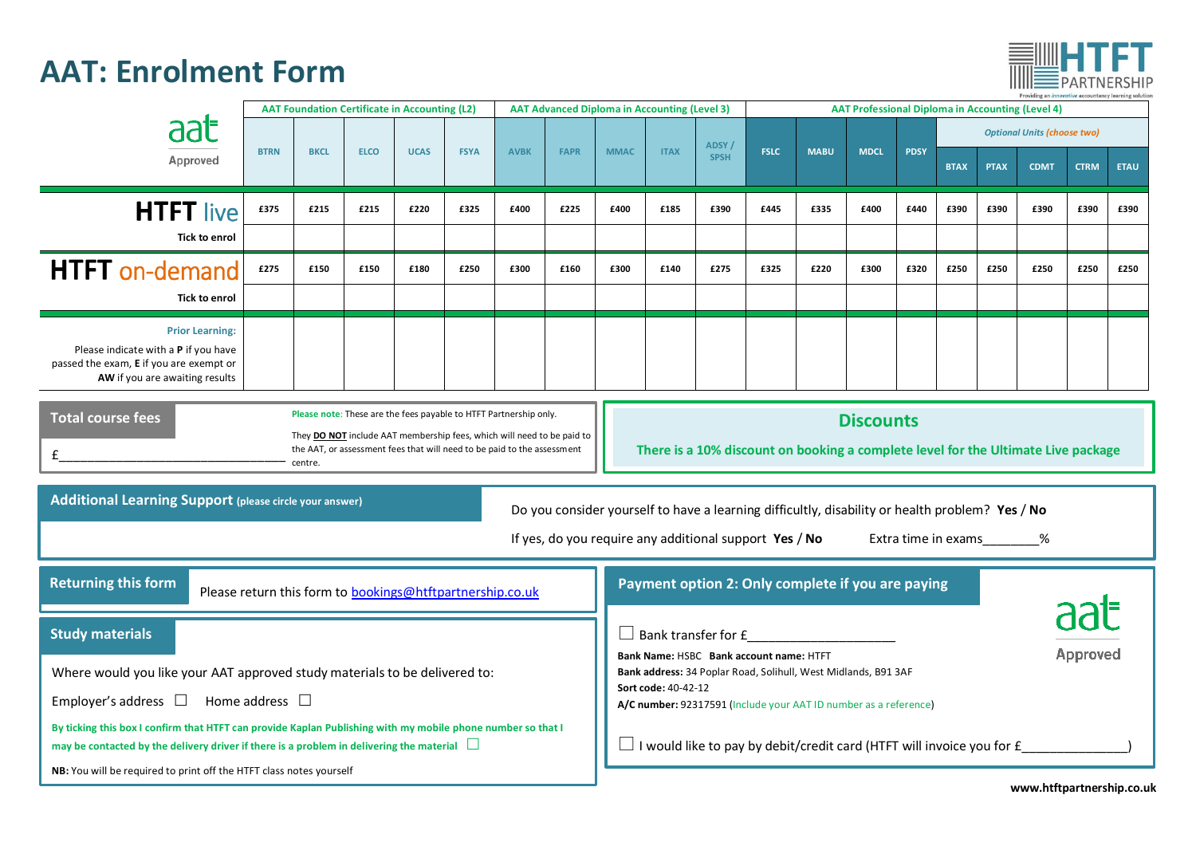# AAT: Enrolment Form

| aat Approved | AAT Foundation Certificate in Accounting (L2) | | | | | AAT Advanced Diploma in Accounting (Level 3) | | | | | AAT Professional Diploma in Accounting (Level 4) | | | | | | | | |
|---|---|---|---|---|---|---|---|---|---|---|---|---|---|---|---|---|---|---|---|
| | | | | | | | | | | | | | | | Optional Units (choose two) | | | | |
| | BTRN | BKCL | ELCO | UCAS | FSYA | AVBK | FAPR | MMAC | ITAX | ADSY / SPSH | FSLC | MABU | MDCL | PDSY | BTAX | PTAX | CDMT | CTRM | ETAU |
| **HTFT live** | £375 | £215 | £215 | £220 | £325 | £400 | £225 | £400 | £185 | £390 | £445 | £335 | £400 | £440 | £390 | £390 | £390 | £390 | £390 |
| **Tick to enrol** | | | | | | | | | | | | | | | | | | | |
| **HTFT on-demand** | £275 | £150 | £150 | £180 | £250 | £300 | £160 | £300 | £140 | £275 | £325 | £220 | £300 | £320 | £250 | £250 | £250 | £250 | £250 |
| **Tick to enrol** | | | | | | | | | | | | | | | | | | | |
| **Prior Learning:** Please indicate with a **P** if you have passed the exam, **E** if you are exempt or **AW** if you are awaiting results | | | | | | | | | | | | | | | | | | | |

## Total course fees

£___________________________________

**Please note:** These are the fees payable to HTFT Partnership only.

They **DO NOT** include AAT membership fees, which will need to be paid to the AAT, or assessment fees that will need to be paid to the assessment centre.

## Discounts

**There is a 10% discount on booking a complete level for the Ultimate Live package**

## Additional Learning Support (please circle your answer)

Do you consider yourself to have a learning difficulty, disability or health problem? **Yes** / **No**

If yes, do you require any additional support **Yes** / **No**   Extra time in exams________%

## Returning this form

Please return this form to bookings@htftpartnership.co.uk

## Study materials

Where would you like your AAT approved study materials to be delivered to:

Employer's address ☐   Home address ☐

**By ticking this box I confirm that HTFT can provide Kaplan Publishing with my mobile phone number so that I may be contacted by the delivery driver if there is a problem in delivering the material** ☐

**NB:** You will be required to print off the HTFT class notes yourself

## Payment option 2: Only complete if you are paying

☐ Bank transfer for £____________________

**Bank Name:** HSBC **Bank account name:** HTFT
**Bank address:** 34 Poplar Road, Solihull, West Midlands, B91 3AF
**Sort code:** 40-42-12
**A/C number:** 92317591 (Include your AAT ID number as a reference)

☐ I would like to pay by debit/credit card (HTFT will invoice you for £______________)

aat Approved

www.htftpartnership.co.uk